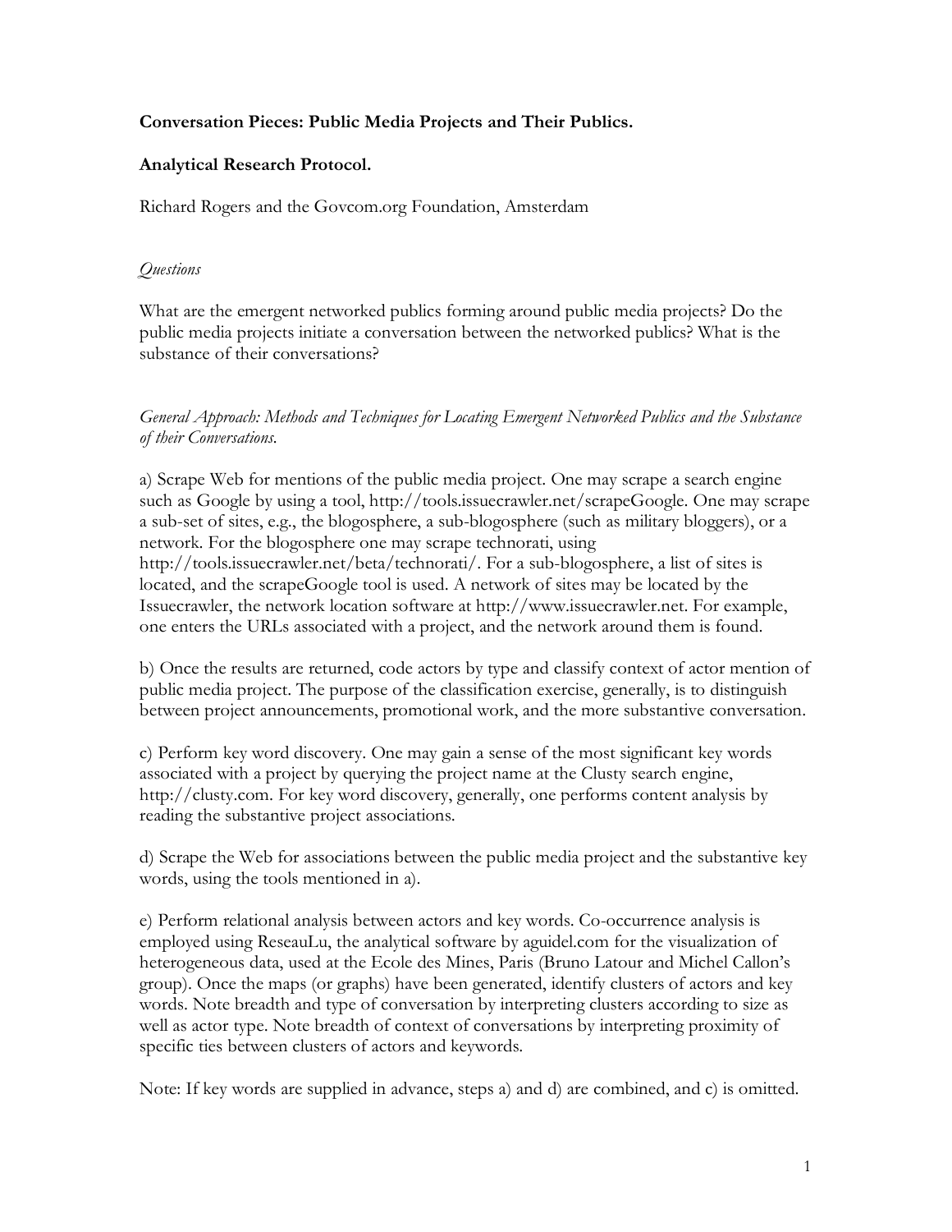**Conversation Pieces: Public Media Projects and Their Publics.**

**Analytical Research Protocol.**

Richard Rogers and the Govcom.org Foundation, Amsterdam

*Questions*

What are the emergent networked publics forming around public media projects? Do the public media projects initiate a conversation between the networked publics? What is the substance of their conversations?

*General Approach: Methods and Techniques for Locating Emergent Networked Publics and the Substance of their Conversations.*

a) Scrape Web for mentions of the public media project. One may scrape a search engine such as Google by using a tool, http://tools.issuecrawler.net/scrapeGoogle. One may scrape a sub-set of sites, e.g., the blogosphere, a sub-blogosphere (such as military bloggers), or a network. For the blogosphere one may scrape technorati, using http://tools.issuecrawler.net/beta/technorati/. For a sub-blogosphere, a list of sites is located, and the scrapeGoogle tool is used. A network of sites may be located by the Issuecrawler, the network location software at http://www.issuecrawler.net. For example, one enters the URLs associated with a project, and the network around them is found.

b) Once the results are returned, code actors by type and classify context of actor mention of public media project. The purpose of the classification exercise, generally, is to distinguish between project announcements, promotional work, and the more substantive conversation.

c) Perform key word discovery. One may gain a sense of the most significant key words associated with a project by querying the project name at the Clusty search engine, http://clusty.com. For key word discovery, generally, one performs content analysis by reading the substantive project associations.

d) Scrape the Web for associations between the public media project and the substantive key words, using the tools mentioned in a).

e) Perform relational analysis between actors and key words. Co-occurrence analysis is employed using ReseauLu, the analytical software by aguidel.com for the visualization of heterogeneous data, used at the Ecole des Mines, Paris (Bruno Latour and Michel Callon's group). Once the maps (or graphs) have been generated, identify clusters of actors and key words. Note breadth and type of conversation by interpreting clusters according to size as well as actor type. Note breadth of context of conversations by interpreting proximity of specific ties between clusters of actors and keywords.

Note: If key words are supplied in advance, steps a) and d) are combined, and c) is omitted.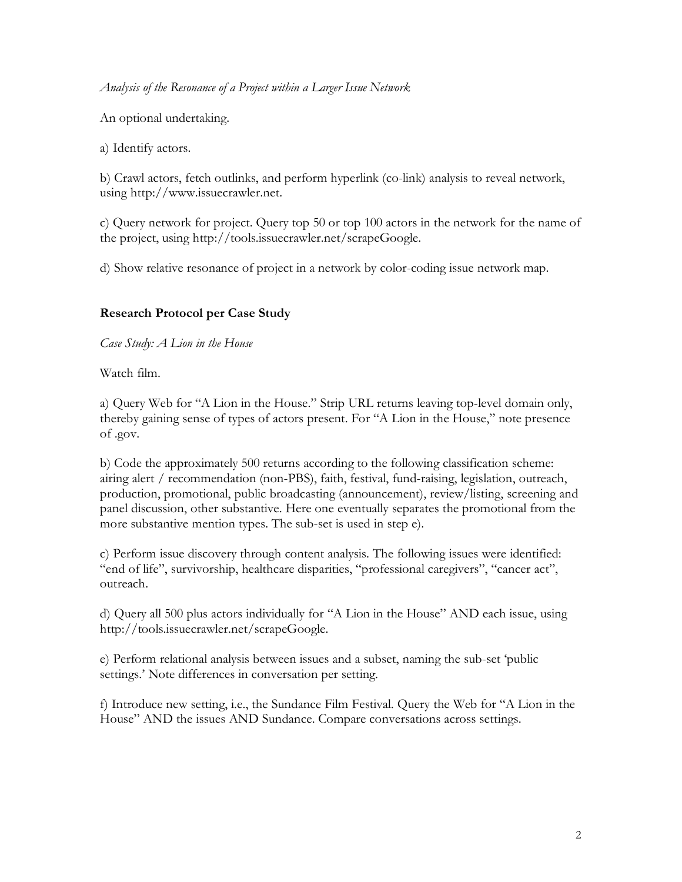*Analysis of the Resonance of a Project within a Larger Issue Network*

An optional undertaking.

a) Identify actors.

b) Crawl actors, fetch outlinks, and perform hyperlink (co-link) analysis to reveal network, using http://www.issuecrawler.net.

c) Query network for project. Query top 50 or top 100 actors in the network for the name of the project, using http://tools.issuecrawler.net/scrapeGoogle.

d) Show relative resonance of project in a network by color-coding issue network map.

## Research Protocol per Case Study

*Case Study: A Lion in the House*

Watch film.

a) Query Web for "A Lion in the House." Strip URL returns leaving top-level domain only, thereby gaining sense of types of actors present. For "A Lion in the House," note presence of .gov.

b) Code the approximately 500 returns according to the following classification scheme: airing alert / recommendation (non-PBS), faith, festival, fund-raising, legislation, outreach, production, promotional, public broadcasting (announcement), review/listing, screening and panel discussion, other substantive. Here one eventually separates the promotional from the more substantive mention types. The sub-set is used in step e).

c) Perform issue discovery through content analysis. The following issues were identified: "end of life", survivorship, healthcare disparities, "professional caregivers", "cancer act", outreach.

d) Query all 500 plus actors individually for "A Lion in the House" AND each issue, using http://tools.issuecrawler.net/scrapeGoogle.

e) Perform relational analysis between issues and a subset, naming the sub-set 'public settings.' Note differences in conversation per setting.

f) Introduce new setting, i.e., the Sundance Film Festival. Query the Web for "A Lion in the House" AND the issues AND Sundance. Compare conversations across settings.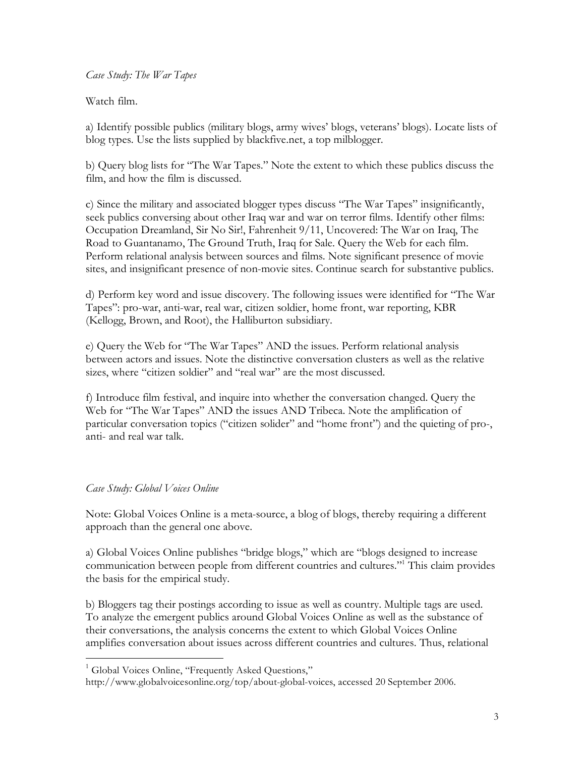*Case Study: The War Tapes*

Watch film.

a) Identify possible publics (military blogs, army wives' blogs, veterans' blogs). Locate lists of blog types. Use the lists supplied by blackfive.net, a top milblogger.

b) Query blog lists for "The War Tapes." Note the extent to which these publics discuss the film, and how the film is discussed.

c) Since the military and associated blogger types discuss "The War Tapes" insignificantly, seek publics conversing about other Iraq war and war on terror films. Identify other films: Occupation Dreamland, Sir No Sir!, Fahrenheit 9/11, Uncovered: The War on Iraq, The Road to Guantanamo, The Ground Truth, Iraq for Sale. Query the Web for each film. Perform relational analysis between sources and films. Note significant presence of movie sites, and insignificant presence of non-movie sites. Continue search for substantive publics.

d) Perform key word and issue discovery. The following issues were identified for "The War Tapes": pro-war, anti-war, real war, citizen soldier, home front, war reporting, KBR (Kellogg, Brown, and Root), the Halliburton subsidiary.

e) Query the Web for "The War Tapes" AND the issues. Perform relational analysis between actors and issues. Note the distinctive conversation clusters as well as the relative sizes, where "citizen soldier" and "real war" are the most discussed.

f) Introduce film festival, and inquire into whether the conversation changed. Query the Web for "The War Tapes" AND the issues AND Tribeca. Note the amplification of particular conversation topics ("citizen solider" and "home front") and the quieting of pro-, anti- and real war talk.

*Case Study: Global Voices Online*

Note: Global Voices Online is a meta-source, a blog of blogs, thereby requiring a different approach than the general one above.

a) Global Voices Online publishes "bridge blogs," which are "blogs designed to increase communication between people from different countries and cultures."[1] This claim provides the basis for the empirical study.

b) Bloggers tag their postings according to issue as well as country. Multiple tags are used. To analyze the emergent publics around Global Voices Online as well as the substance of their conversations, the analysis concerns the extent to which Global Voices Online amplifies conversation about issues across different countries and cultures. Thus, relational

---

[1] Global Voices Online, "Frequently Asked Questions," http://www.globalvoicesonline.org/top/about-global-voices, accessed 20 September 2006.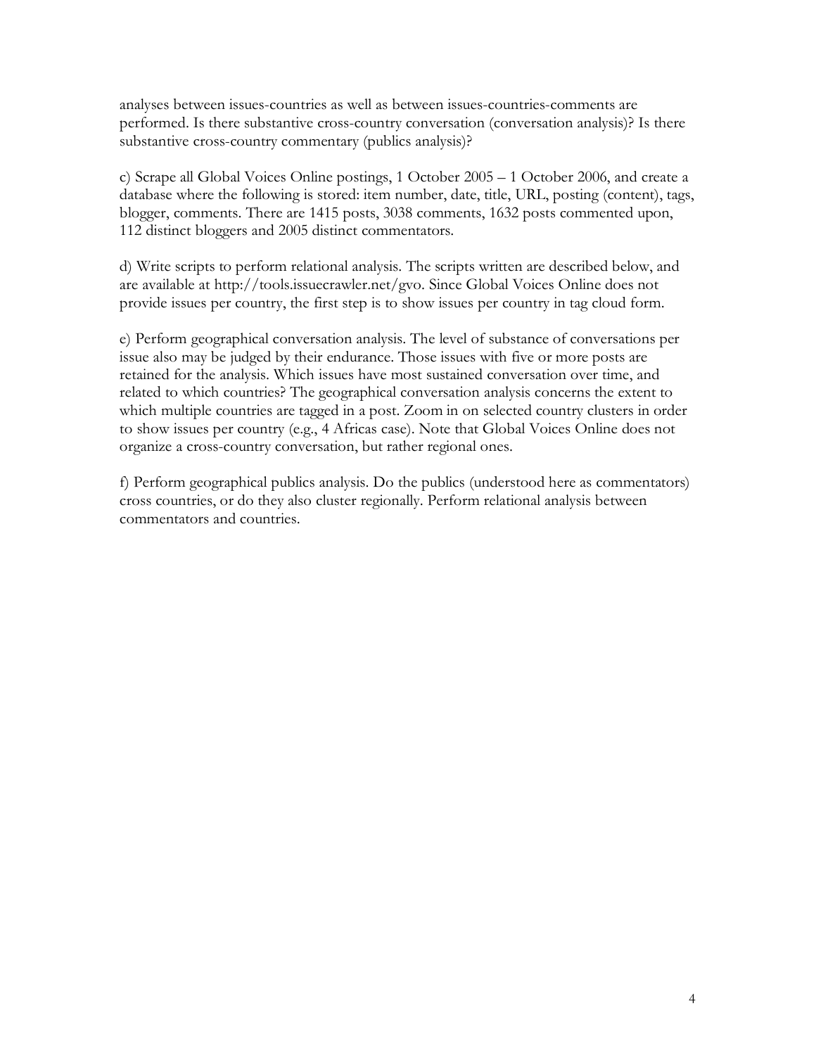analyses between issues-countries as well as between issues-countries-comments are performed. Is there substantive cross-country conversation (conversation analysis)? Is there substantive cross-country commentary (publics analysis)?

c) Scrape all Global Voices Online postings, 1 October 2005 – 1 October 2006, and create a database where the following is stored: item number, date, title, URL, posting (content), tags, blogger, comments. There are 1415 posts, 3038 comments, 1632 posts commented upon, 112 distinct bloggers and 2005 distinct commentators.

d) Write scripts to perform relational analysis. The scripts written are described below, and are available at http://tools.issuecrawler.net/gvo. Since Global Voices Online does not provide issues per country, the first step is to show issues per country in tag cloud form.

e) Perform geographical conversation analysis. The level of substance of conversations per issue also may be judged by their endurance. Those issues with five or more posts are retained for the analysis. Which issues have most sustained conversation over time, and related to which countries? The geographical conversation analysis concerns the extent to which multiple countries are tagged in a post. Zoom in on selected country clusters in order to show issues per country (e.g., 4 Africas case). Note that Global Voices Online does not organize a cross-country conversation, but rather regional ones.

f) Perform geographical publics analysis. Do the publics (understood here as commentators) cross countries, or do they also cluster regionally. Perform relational analysis between commentators and countries.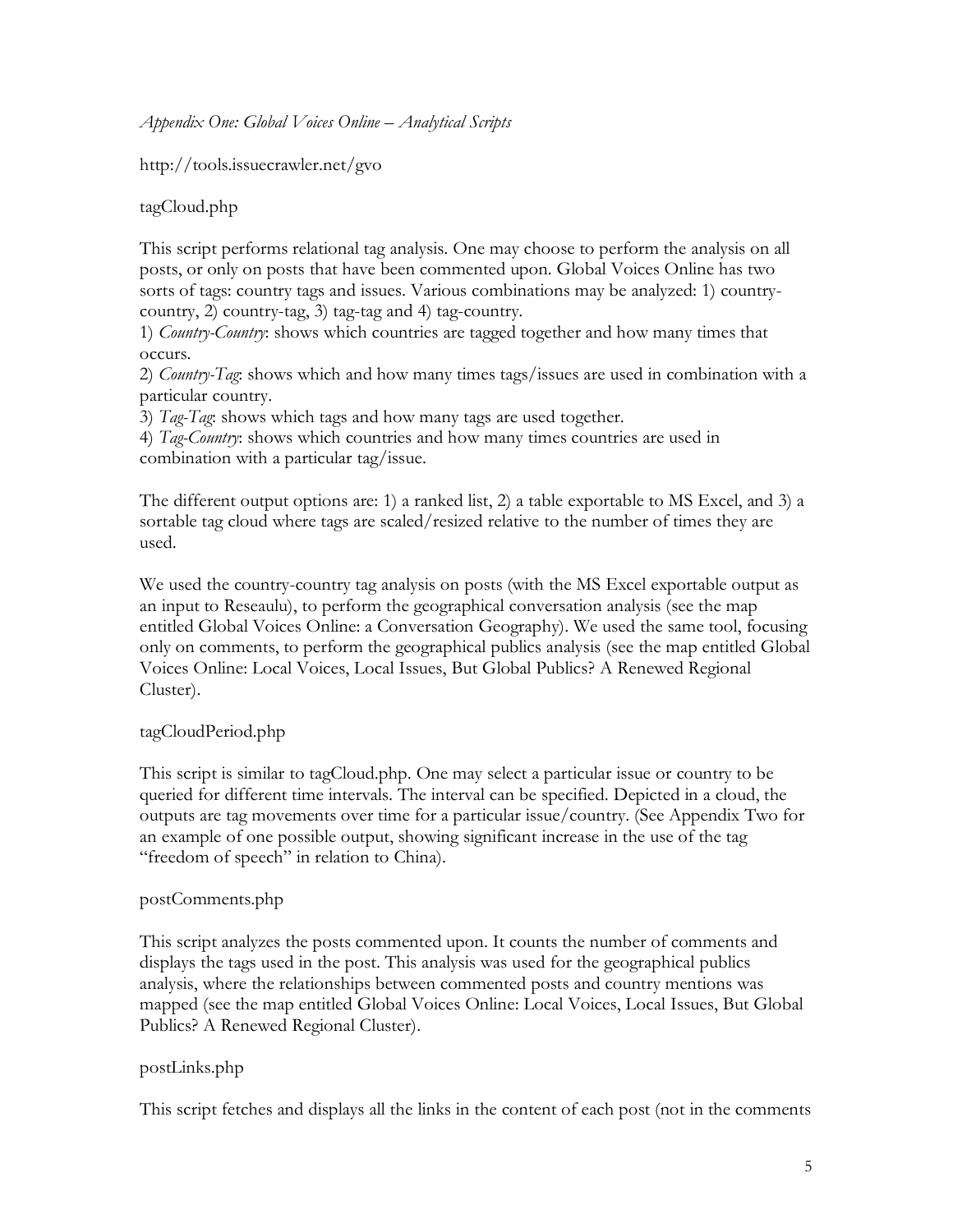*Appendix One: Global Voices Online – Analytical Scripts*

http://tools.issuecrawler.net/gvo

tagCloud.php

This script performs relational tag analysis. One may choose to perform the analysis on all posts, or only on posts that have been commented upon. Global Voices Online has two sorts of tags: country tags and issues. Various combinations may be analyzed: 1) country-country, 2) country-tag, 3) tag-tag and 4) tag-country.

1) *Country-Country*: shows which countries are tagged together and how many times that occurs.

2) *Country-Tag*: shows which and how many times tags/issues are used in combination with a particular country.

3) *Tag-Tag*: shows which tags and how many tags are used together.

4) *Tag-Country*: shows which countries and how many times countries are used in combination with a particular tag/issue.

The different output options are: 1) a ranked list, 2) a table exportable to MS Excel, and 3) a sortable tag cloud where tags are scaled/resized relative to the number of times they are used.

We used the country-country tag analysis on posts (with the MS Excel exportable output as an input to Reseaulu), to perform the geographical conversation analysis (see the map entitled Global Voices Online: a Conversation Geography). We used the same tool, focusing only on comments, to perform the geographical publics analysis (see the map entitled Global Voices Online: Local Voices, Local Issues, But Global Publics? A Renewed Regional Cluster).

tagCloudPeriod.php

This script is similar to tagCloud.php. One may select a particular issue or country to be queried for different time intervals. The interval can be specified. Depicted in a cloud, the outputs are tag movements over time for a particular issue/country. (See Appendix Two for an example of one possible output, showing significant increase in the use of the tag "freedom of speech" in relation to China).

postComments.php

This script analyzes the posts commented upon. It counts the number of comments and displays the tags used in the post. This analysis was used for the geographical publics analysis, where the relationships between commented posts and country mentions was mapped (see the map entitled Global Voices Online: Local Voices, Local Issues, But Global Publics? A Renewed Regional Cluster).

postLinks.php

This script fetches and displays all the links in the content of each post (not in the comments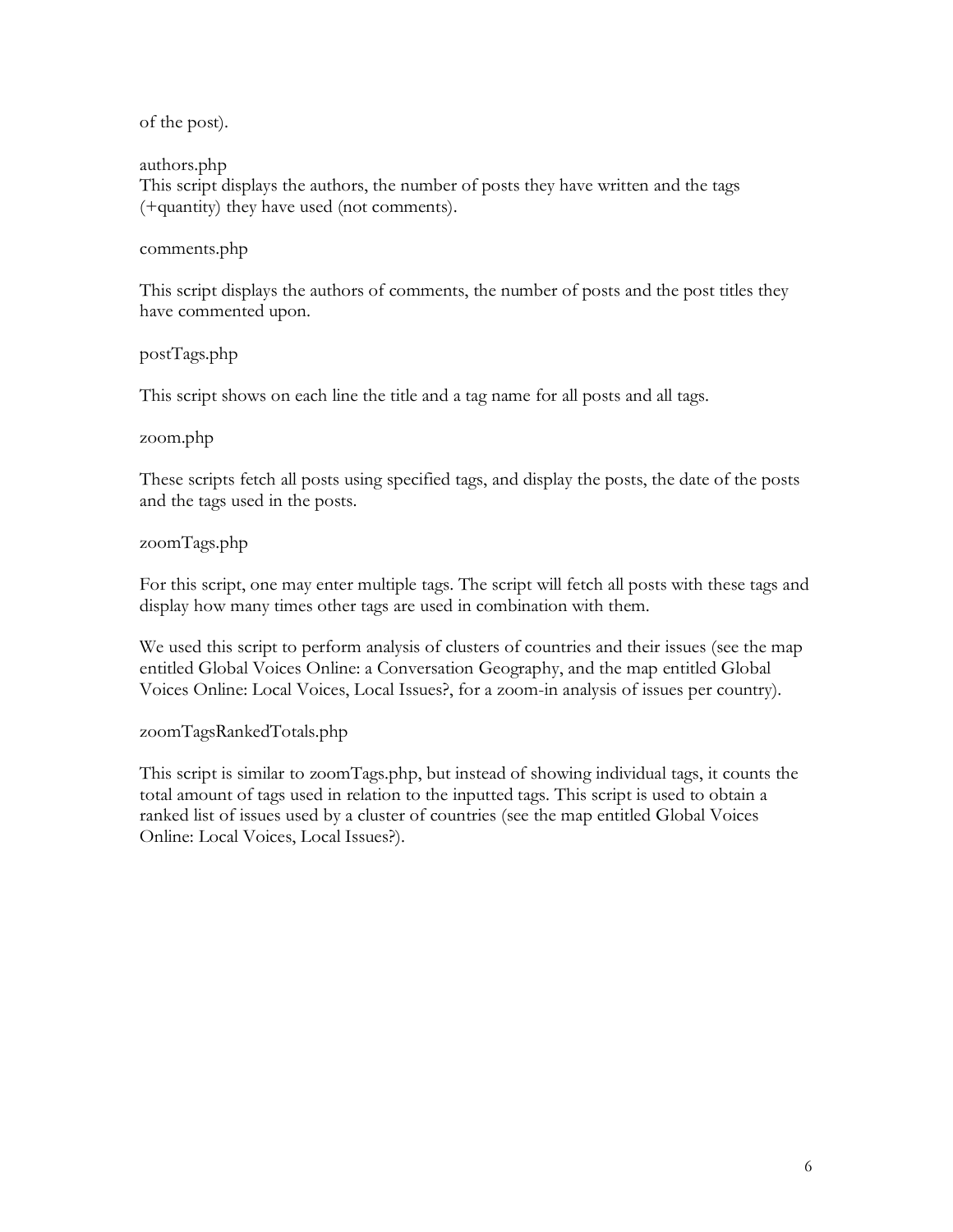of the post).

authors.php
This script displays the authors, the number of posts they have written and the tags (+quantity) they have used (not comments).

comments.php

This script displays the authors of comments, the number of posts and the post titles they have commented upon.

postTags.php

This script shows on each line the title and a tag name for all posts and all tags.

zoom.php

These scripts fetch all posts using specified tags, and display the posts, the date of the posts and the tags used in the posts.

zoomTags.php

For this script, one may enter multiple tags. The script will fetch all posts with these tags and display how many times other tags are used in combination with them.

We used this script to perform analysis of clusters of countries and their issues (see the map entitled Global Voices Online: a Conversation Geography, and the map entitled Global Voices Online: Local Voices, Local Issues?, for a zoom-in analysis of issues per country).

zoomTagsRankedTotals.php

This script is similar to zoomTags.php, but instead of showing individual tags, it counts the total amount of tags used in relation to the inputted tags. This script is used to obtain a ranked list of issues used by a cluster of countries (see the map entitled Global Voices Online: Local Voices, Local Issues?).